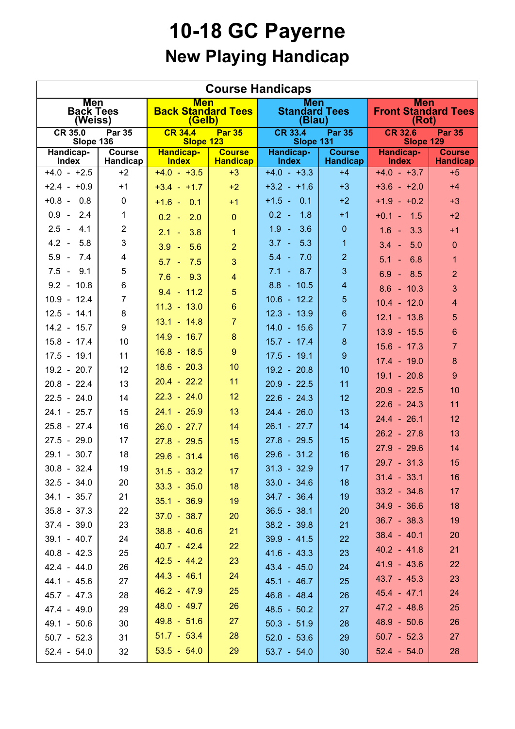# 10-18 GC Payerne

## New Playing Handicap

| Course Handicaps | | | | | | | |
|---|---|---|---|---|---|---|---|
| Men Back Tees (Weiss) | | Men Back Standard Tees (Gelb) | | Men Standard Tees (Blau) | | Men Front Standard Tees (Rot) | |
| CR 35.0 Par 35 Slope 136 | | CR 34.4 Par 35 Slope 123 | | CR 33.4 Par 35 Slope 131 | | CR 32.6 Par 35 Slope 129 | |
| Handicap-Index | Course Handicap | Handicap-Index | Course Handicap | Handicap-Index | Course Handicap | Handicap-Index | Course Handicap |
| +4.0 - +2.5 | +2 | +4.0 - +3.5 | +3 | +4.0 - +3.3 | +4 | +4.0 - +3.7 | +5 |
| +2.4 - +0.9 | +1 | +3.4 - +1.7 | +2 | +3.2 - +1.6 | +3 | +3.6 - +2.0 | +4 |
| +0.8 - 0.8 | 0 | +1.6 - 0.1 | +1 | +1.5 - 0.1 | +2 | +1.9 - +0.2 | +3 |
| 0.9 - 2.4 | 1 | 0.2 - 2.0 | 0 | 0.2 - 1.8 | +1 | +0.1 - 1.5 | +2 |
| 2.5 - 4.1 | 2 | 2.1 - 3.8 | 1 | 1.9 - 3.6 | 0 | 1.6 - 3.3 | +1 |
| 4.2 - 5.8 | 3 | 3.9 - 5.6 | 2 | 3.7 - 5.3 | 1 | 3.4 - 5.0 | 0 |
| 5.9 - 7.4 | 4 | 5.7 - 7.5 | 3 | 5.4 - 7.0 | 2 | 5.1 - 6.8 | 1 |
| 7.5 - 9.1 | 5 | 7.6 - 9.3 | 4 | 7.1 - 8.7 | 3 | 6.9 - 8.5 | 2 |
| 9.2 - 10.8 | 6 | 9.4 - 11.2 | 5 | 8.8 - 10.5 | 4 | 8.6 - 10.3 | 3 |
| 10.9 - 12.4 | 7 | 11.3 - 13.0 | 6 | 10.6 - 12.2 | 5 | 10.4 - 12.0 | 4 |
| 12.5 - 14.1 | 8 | 13.1 - 14.8 | 7 | 12.3 - 13.9 | 6 | 12.1 - 13.8 | 5 |
| 14.2 - 15.7 | 9 | 14.9 - 16.7 | 8 | 14.0 - 15.6 | 7 | 13.9 - 15.5 | 6 |
| 15.8 - 17.4 | 10 | 16.8 - 18.5 | 9 | 15.7 - 17.4 | 8 | 15.6 - 17.3 | 7 |
| 17.5 - 19.1 | 11 | 18.6 - 20.3 | 10 | 17.5 - 19.1 | 9 | 17.4 - 19.0 | 8 |
| 19.2 - 20.7 | 12 | 20.4 - 22.2 | 11 | 19.2 - 20.8 | 10 | 19.1 - 20.8 | 9 |
| 20.8 - 22.4 | 13 | 22.3 - 24.0 | 12 | 20.9 - 22.5 | 11 | 20.9 - 22.5 | 10 |
| 22.5 - 24.0 | 14 | 24.1 - 25.9 | 13 | 22.6 - 24.3 | 12 | 22.6 - 24.3 | 11 |
| 24.1 - 25.7 | 15 | 26.0 - 27.7 | 14 | 24.4 - 26.0 | 13 | 24.4 - 26.1 | 12 |
| 25.8 - 27.4 | 16 | 27.8 - 29.5 | 15 | 26.1 - 27.7 | 14 | 26.2 - 27.8 | 13 |
| 27.5 - 29.0 | 17 | 29.6 - 31.4 | 16 | 27.8 - 29.5 | 15 | 27.9 - 29.6 | 14 |
| 29.1 - 30.7 | 18 | 31.5 - 33.2 | 17 | 29.6 - 31.2 | 16 | 29.7 - 31.3 | 15 |
| 30.8 - 32.4 | 19 | 33.3 - 35.0 | 18 | 31.3 - 32.9 | 17 | 31.4 - 33.1 | 16 |
| 32.5 - 34.0 | 20 | 35.1 - 36.9 | 19 | 33.0 - 34.6 | 18 | 33.2 - 34.8 | 17 |
| 34.1 - 35.7 | 21 | 37.0 - 38.7 | 20 | 34.7 - 36.4 | 19 | 34.9 - 36.6 | 18 |
| 35.8 - 37.3 | 22 | 38.8 - 40.6 | 21 | 36.5 - 38.1 | 20 | 36.7 - 38.3 | 19 |
| 37.4 - 39.0 | 23 | 40.7 - 42.4 | 22 | 38.2 - 39.8 | 21 | 38.4 - 40.1 | 20 |
| 39.1 - 40.7 | 24 | 42.5 - 44.2 | 23 | 39.9 - 41.5 | 22 | 40.2 - 41.8 | 21 |
| 40.8 - 42.3 | 25 | 44.3 - 46.1 | 24 | 41.6 - 43.3 | 23 | 41.9 - 43.6 | 22 |
| 42.4 - 44.0 | 26 | 46.2 - 47.9 | 25 | 43.4 - 45.0 | 24 | 43.7 - 45.3 | 23 |
| 44.1 - 45.6 | 27 | 48.0 - 49.7 | 26 | 45.1 - 46.7 | 25 | 45.4 - 47.1 | 24 |
| 45.7 - 47.3 | 28 | 49.8 - 51.6 | 27 | 46.8 - 48.4 | 26 | 47.2 - 48.8 | 25 |
| 47.4 - 49.0 | 29 | 51.7 - 53.4 | 28 | 48.5 - 50.2 | 27 | 48.9 - 50.6 | 26 |
| 49.1 - 50.6 | 30 | 53.5 - 54.0 | 29 | 50.3 - 51.9 | 28 | 50.7 - 52.3 | 27 |
| 50.7 - 52.3 | 31 | | | 52.0 - 53.6 | 29 | 52.4 - 54.0 | 28 |
| 52.4 - 54.0 | 32 | | | 53.7 - 54.0 | 30 | | |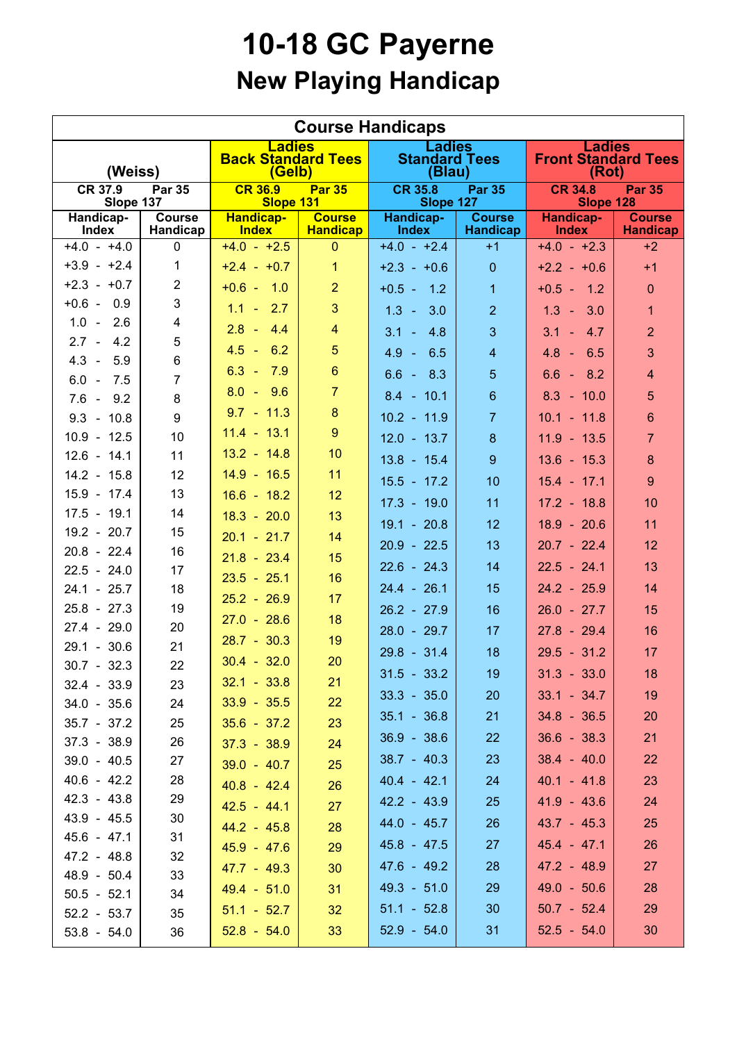# 10-18 GC Payerne

## New Playing Handicap

| Course Handicaps | | | | | | | |
|---|---|---|---|---|---|---|---|
| (Weiss) | | Ladies Back Standard Tees (Gelb) | | Ladies Standard Tees (Blau) | | Ladies Front Standard Tees (Rot) | |
| CR 37.9 Par 35 Slope 137 | | CR 36.9 Par 35 Slope 131 | | CR 35.8 Par 35 Slope 127 | | CR 34.8 Par 35 Slope 128 | |
| Handicap-Index | Course Handicap | Handicap-Index | Course Handicap | Handicap-Index | Course Handicap | Handicap-Index | Course Handicap |
| +4.0 - +4.0 | 0 | +4.0 - +2.5 | 0 | +4.0 - +2.4 | +1 | +4.0 - +2.3 | +2 |
| +3.9 - +2.4 | 1 | +2.4 - +0.7 | 1 | +2.3 - +0.6 | 0 | +2.2 - +0.6 | +1 |
| +2.3 - +0.7 | 2 | +0.6 - 1.0 | 2 | +0.5 - 1.2 | 1 | +0.5 - 1.2 | 0 |
| +0.6 - 0.9 | 3 | 1.1 - 2.7 | 3 | 1.3 - 3.0 | 2 | 1.3 - 3.0 | 1 |
| 1.0 - 2.6 | 4 | 2.8 - 4.4 | 4 | 3.1 - 4.8 | 3 | 3.1 - 4.7 | 2 |
| 2.7 - 4.2 | 5 | 4.5 - 6.2 | 5 | 4.9 - 6.5 | 4 | 4.8 - 6.5 | 3 |
| 4.3 - 5.9 | 6 | 6.3 - 7.9 | 6 | 6.6 - 8.3 | 5 | 6.6 - 8.2 | 4 |
| 6.0 - 7.5 | 7 | 8.0 - 9.6 | 7 | 8.4 - 10.1 | 6 | 8.3 - 10.0 | 5 |
| 7.6 - 9.2 | 8 | 9.7 - 11.3 | 8 | 10.2 - 11.9 | 7 | 10.1 - 11.8 | 6 |
| 9.3 - 10.8 | 9 | 11.4 - 13.1 | 9 | 12.0 - 13.7 | 8 | 11.9 - 13.5 | 7 |
| 10.9 - 12.5 | 10 | 13.2 - 14.8 | 10 | 13.8 - 15.4 | 9 | 13.6 - 15.3 | 8 |
| 12.6 - 14.1 | 11 | 14.9 - 16.5 | 11 | 15.5 - 17.2 | 10 | 15.4 - 17.1 | 9 |
| 14.2 - 15.8 | 12 | 16.6 - 18.2 | 12 | 17.3 - 19.0 | 11 | 17.2 - 18.8 | 10 |
| 15.9 - 17.4 | 13 | 18.3 - 20.0 | 13 | 19.1 - 20.8 | 12 | 18.9 - 20.6 | 11 |
| 17.5 - 19.1 | 14 | 20.1 - 21.7 | 14 | 20.9 - 22.5 | 13 | 20.7 - 22.4 | 12 |
| 19.2 - 20.7 | 15 | 21.8 - 23.4 | 15 | 22.6 - 24.3 | 14 | 22.5 - 24.1 | 13 |
| 20.8 - 22.4 | 16 | 23.5 - 25.1 | 16 | 24.4 - 26.1 | 15 | 24.2 - 25.9 | 14 |
| 22.5 - 24.0 | 17 | 25.2 - 26.9 | 17 | 26.2 - 27.9 | 16 | 26.0 - 27.7 | 15 |
| 24.1 - 25.7 | 18 | 27.0 - 28.6 | 18 | 28.0 - 29.7 | 17 | 27.8 - 29.4 | 16 |
| 25.8 - 27.3 | 19 | 28.7 - 30.3 | 19 | 29.8 - 31.4 | 18 | 29.5 - 31.2 | 17 |
| 27.4 - 29.0 | 20 | 30.4 - 32.0 | 20 | 31.5 - 33.2 | 19 | 31.3 - 33.0 | 18 |
| 29.1 - 30.6 | 21 | 32.1 - 33.8 | 21 | 33.3 - 35.0 | 20 | 33.1 - 34.7 | 19 |
| 30.7 - 32.3 | 22 | 33.9 - 35.5 | 22 | 35.1 - 36.8 | 21 | 34.8 - 36.5 | 20 |
| 32.4 - 33.9 | 23 | 35.6 - 37.2 | 23 | 36.9 - 38.6 | 22 | 36.6 - 38.3 | 21 |
| 34.0 - 35.6 | 24 | 37.3 - 38.9 | 24 | 38.7 - 40.3 | 23 | 38.4 - 40.0 | 22 |
| 35.7 - 37.2 | 25 | 39.0 - 40.7 | 25 | 40.4 - 42.1 | 24 | 40.1 - 41.8 | 23 |
| 37.3 - 38.9 | 26 | 40.8 - 42.4 | 26 | 42.2 - 43.9 | 25 | 41.9 - 43.6 | 24 |
| 39.0 - 40.5 | 27 | 42.5 - 44.1 | 27 | 44.0 - 45.7 | 26 | 43.7 - 45.3 | 25 |
| 40.6 - 42.2 | 28 | 44.2 - 45.8 | 28 | 45.8 - 47.5 | 27 | 45.4 - 47.1 | 26 |
| 42.3 - 43.8 | 29 | 45.9 - 47.6 | 29 | 47.6 - 49.2 | 28 | 47.2 - 48.9 | 27 |
| 43.9 - 45.5 | 30 | 47.7 - 49.3 | 30 | 49.3 - 51.0 | 29 | 49.0 - 50.6 | 28 |
| 45.6 - 47.1 | 31 | 49.4 - 51.0 | 31 | 51.1 - 52.8 | 30 | 50.7 - 52.4 | 29 |
| 47.2 - 48.8 | 32 | 51.1 - 52.7 | 32 | 52.9 - 54.0 | 31 | 52.5 - 54.0 | 30 |
| 48.9 - 50.4 | 33 | 52.8 - 54.0 | 33 | | | | |
| 50.5 - 52.1 | 34 | | | | | | |
| 52.2 - 53.7 | 35 | | | | | | |
| 53.8 - 54.0 | 36 | | | | | | |